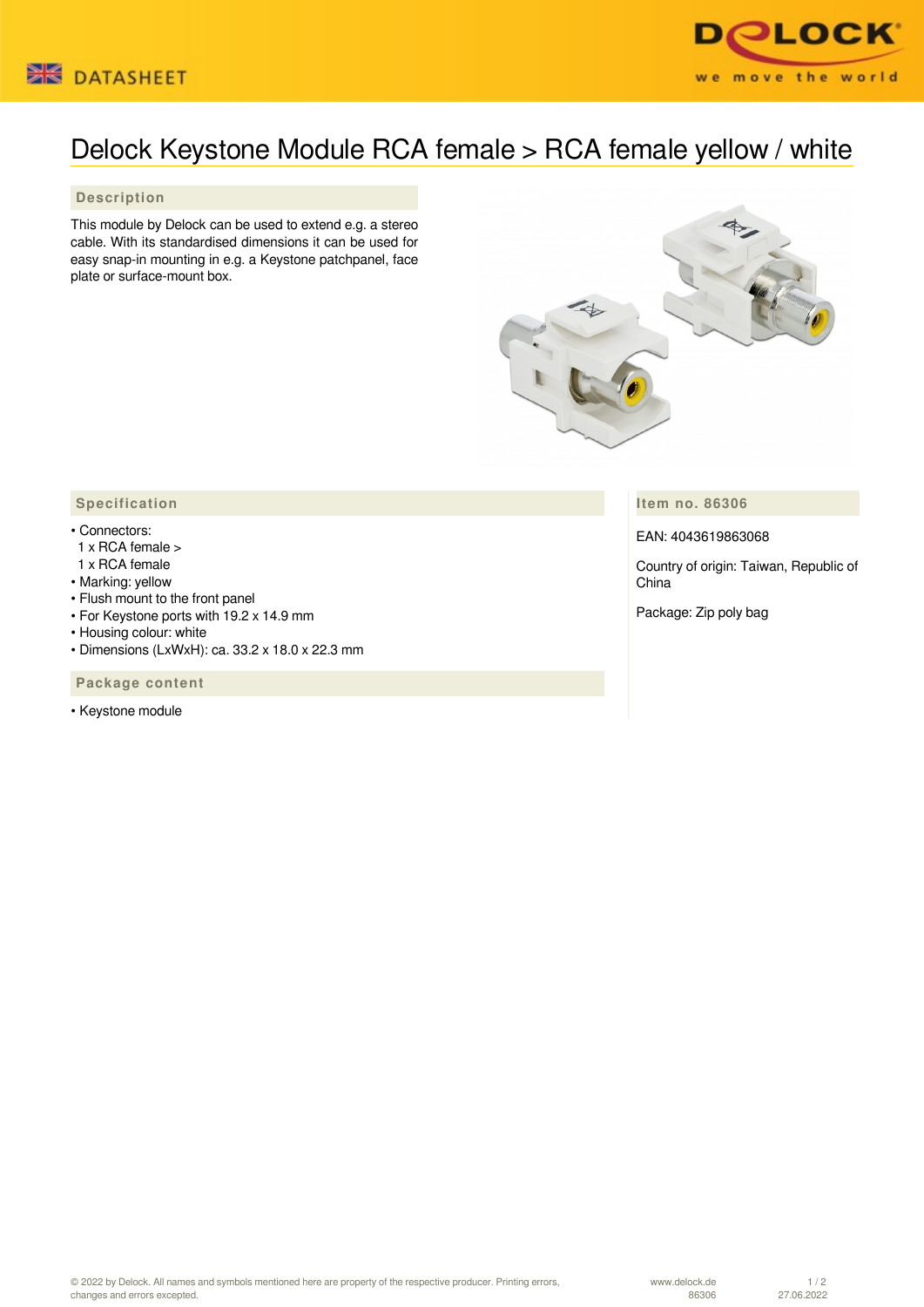# Delock Keystone Module RCA female > RCA female yellow / white

## Description

This module by Delock can be used to extend e.g. a stereo cable. With its standardised dimensions it can be used for easy snap-in mounting in e.g. a Keystone patchpanel, face plate or surface-mount box.

## Specification

- Connectors:
  1 x RCA female >
  1 x RCA female
- Marking: yellow
- Flush mount to the front panel
- For Keystone ports with 19.2 x 14.9 mm
- Housing colour: white
- Dimensions (LxWxH): ca. 33.2 x 18.0 x 22.3 mm

## Package content

- Keystone module

## Item no. 86306

EAN: 4043619863068

Country of origin: Taiwan, Republic of China

Package: Zip poly bag

© 2022 by Delock. All names and symbols mentioned here are property of the respective producer. Printing errors, changes and errors excepted.

www.delock.de
86306
27.06.2022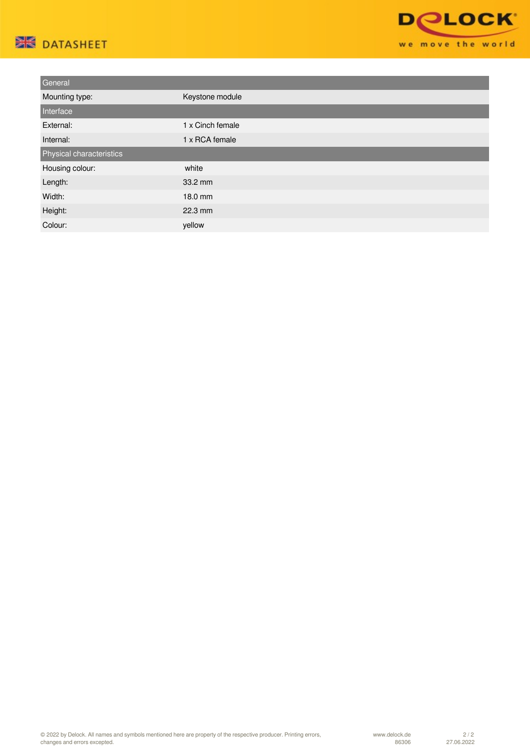| | |
|---|---|
| **General** | |
| Mounting type: | Keystone module |
| **Interface** | |
| External: | 1 x Cinch female |
| Internal: | 1 x RCA female |
| **Physical characteristics** | |
| Housing colour: | white |
| Length: | 33.2 mm |
| Width: | 18.0 mm |
| Height: | 22.3 mm |
| Colour: | yellow |